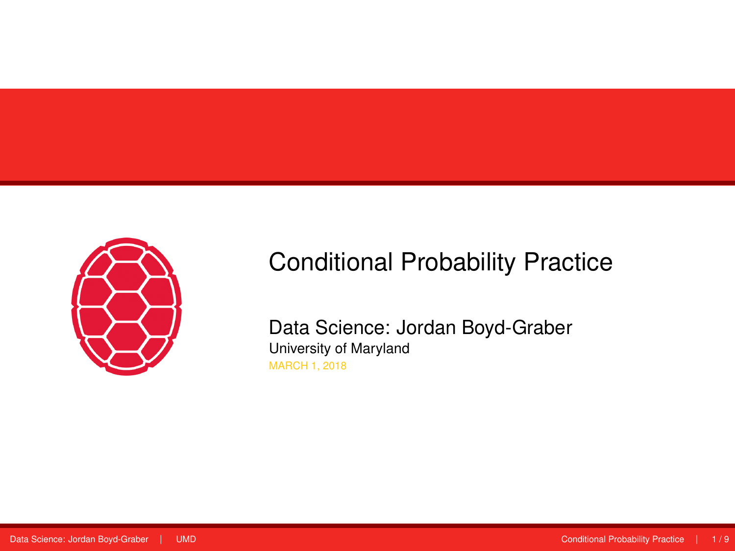# Conditional Probability Practice

Data Science: Jordan Boyd-Graber

University of Maryland

MARCH 1, 2018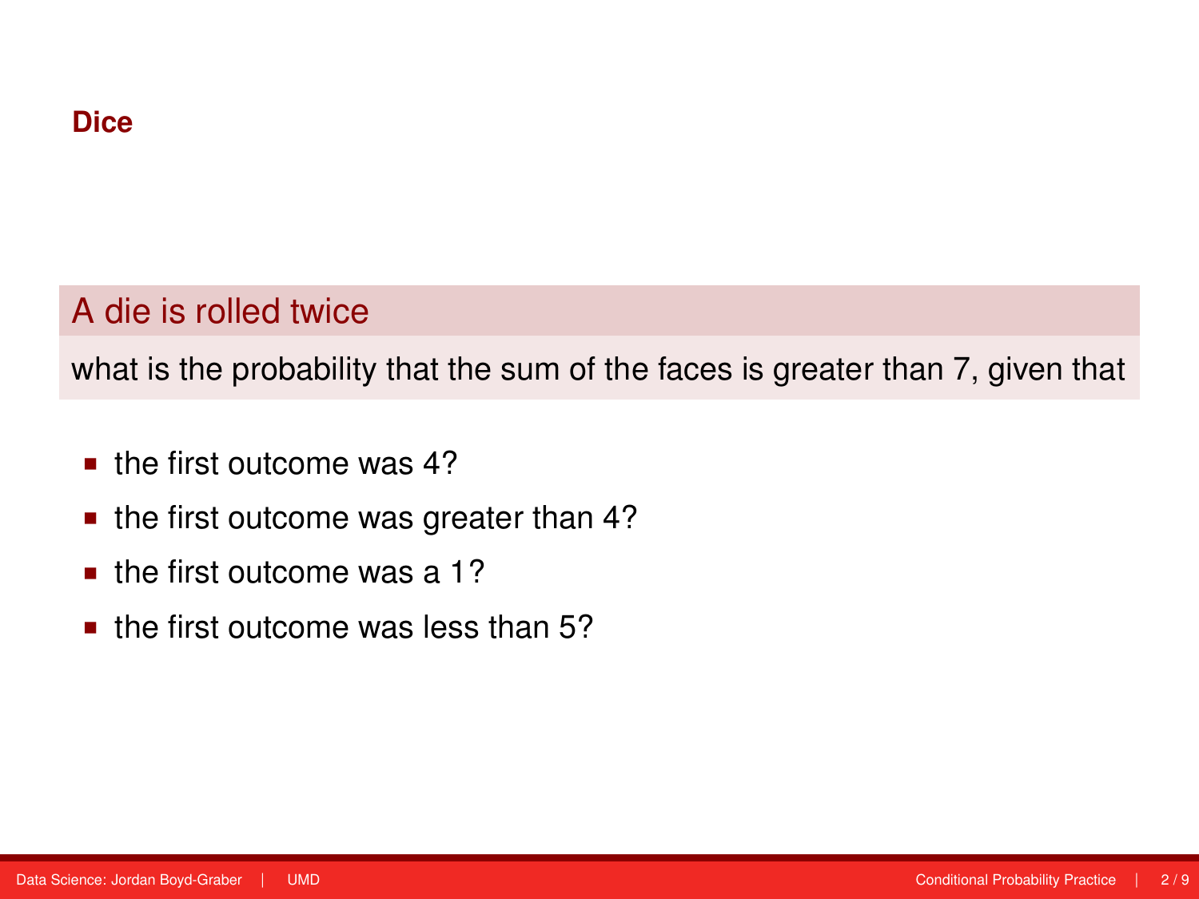## Dice

### A die is rolled twice

what is the probability that the sum of the faces is greater than 7, given that

- the first outcome was 4?
- the first outcome was greater than 4?
- the first outcome was a 1?
- the first outcome was less than 5?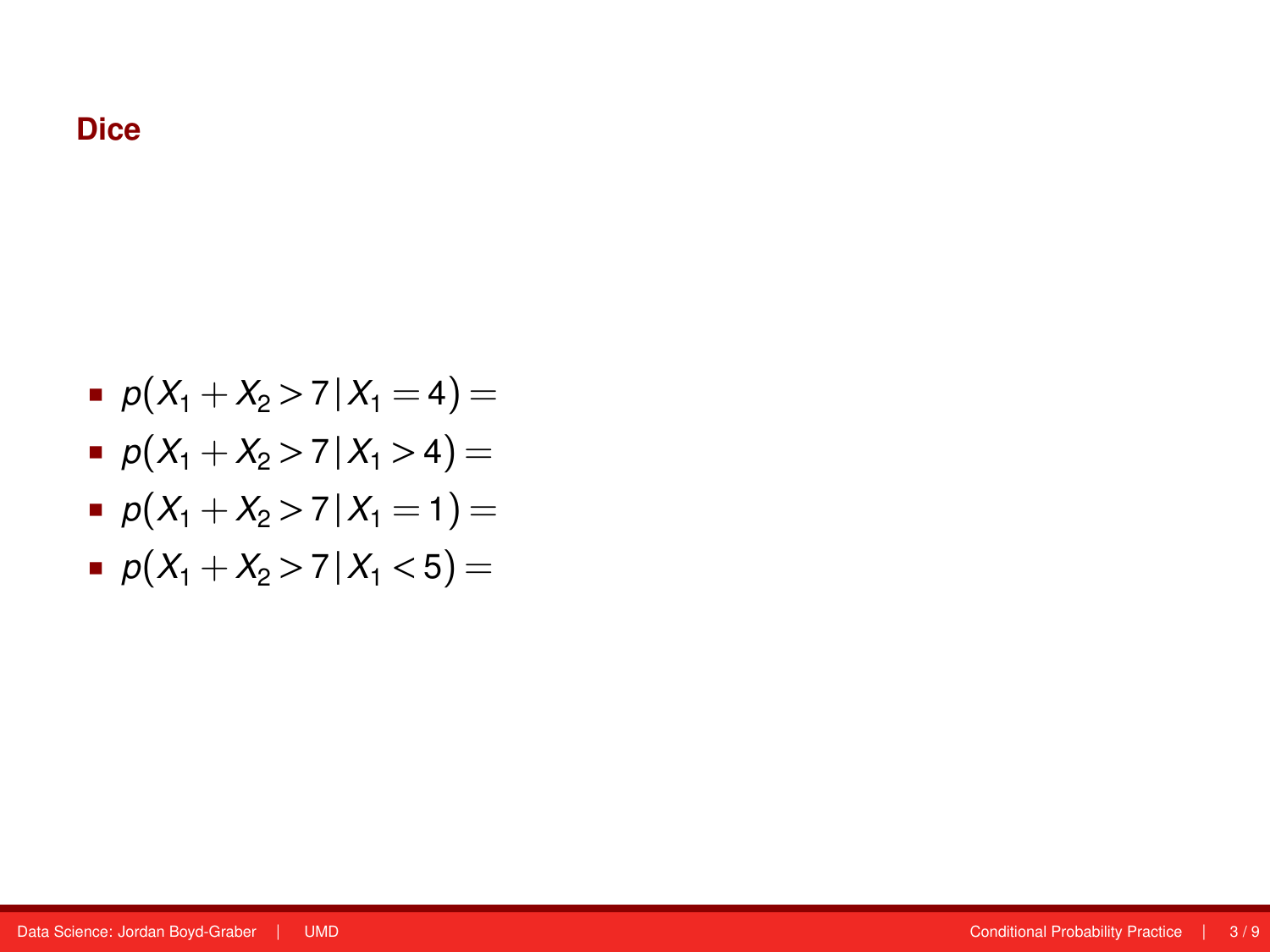## Dice

- $p(X_1 + X_2 > 7 | X_1 = 4) =$
- $p(X_1 + X_2 > 7 | X_1 > 4) =$
- $p(X_1 + X_2 > 7 | X_1 = 1) =$
- $p(X_1 + X_2 > 7 | X_1 < 5) =$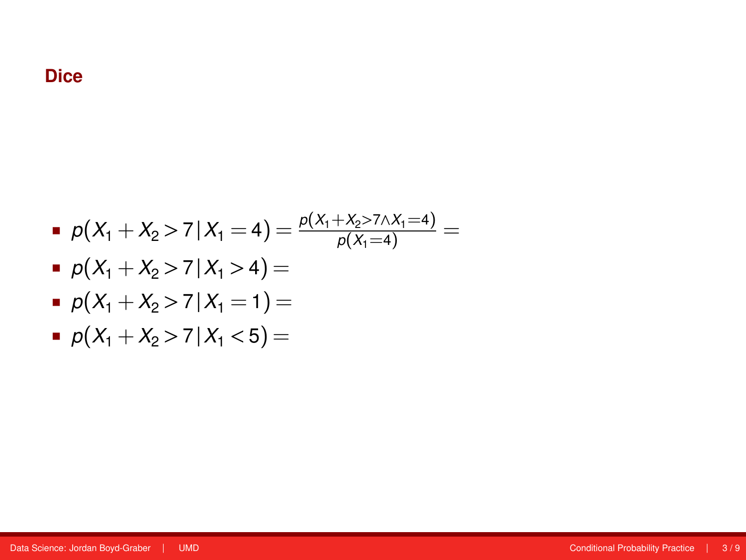## Dice

- $p(X_1 + X_2 > 7 | X_1 = 4) = \frac{p(X_1 + X_2 > 7 \wedge X_1 = 4)}{p(X_1 = 4)} =$
- $p(X_1 + X_2 > 7 | X_1 > 4) =$
- $p(X_1 + X_2 > 7 | X_1 = 1) =$
- $p(X_1 + X_2 > 7 | X_1 < 5) =$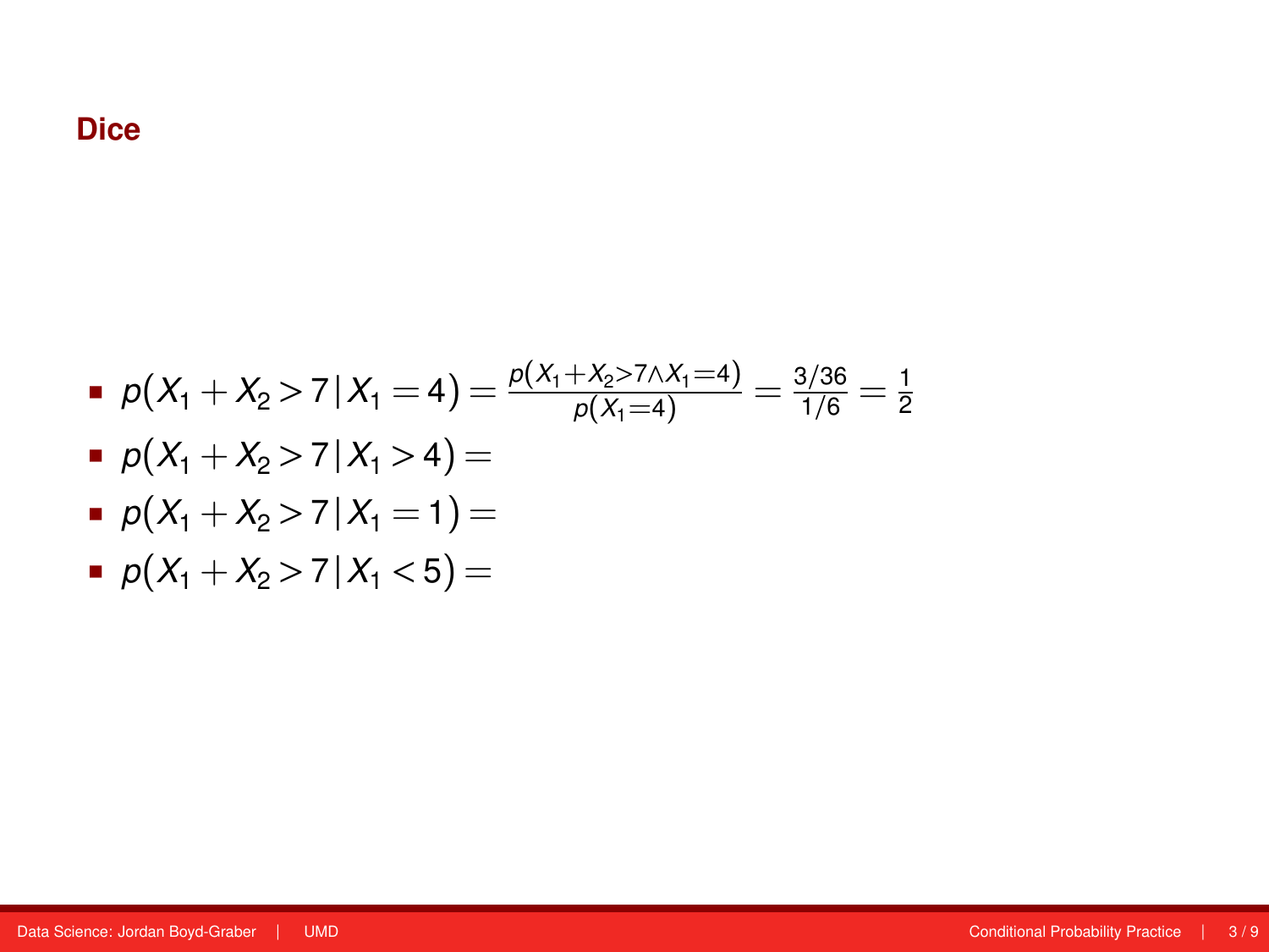## Dice

- $p(X_1 + X_2 > 7 | X_1 = 4) = \frac{p(X_1 + X_2 > 7 \wedge X_1 = 4)}{p(X_1 = 4)} = \frac{3/36}{1/6} = \frac{1}{2}$
- $p(X_1 + X_2 > 7 | X_1 > 4) =$
- $p(X_1 + X_2 > 7 | X_1 = 1) =$
- $p(X_1 + X_2 > 7 | X_1 < 5) =$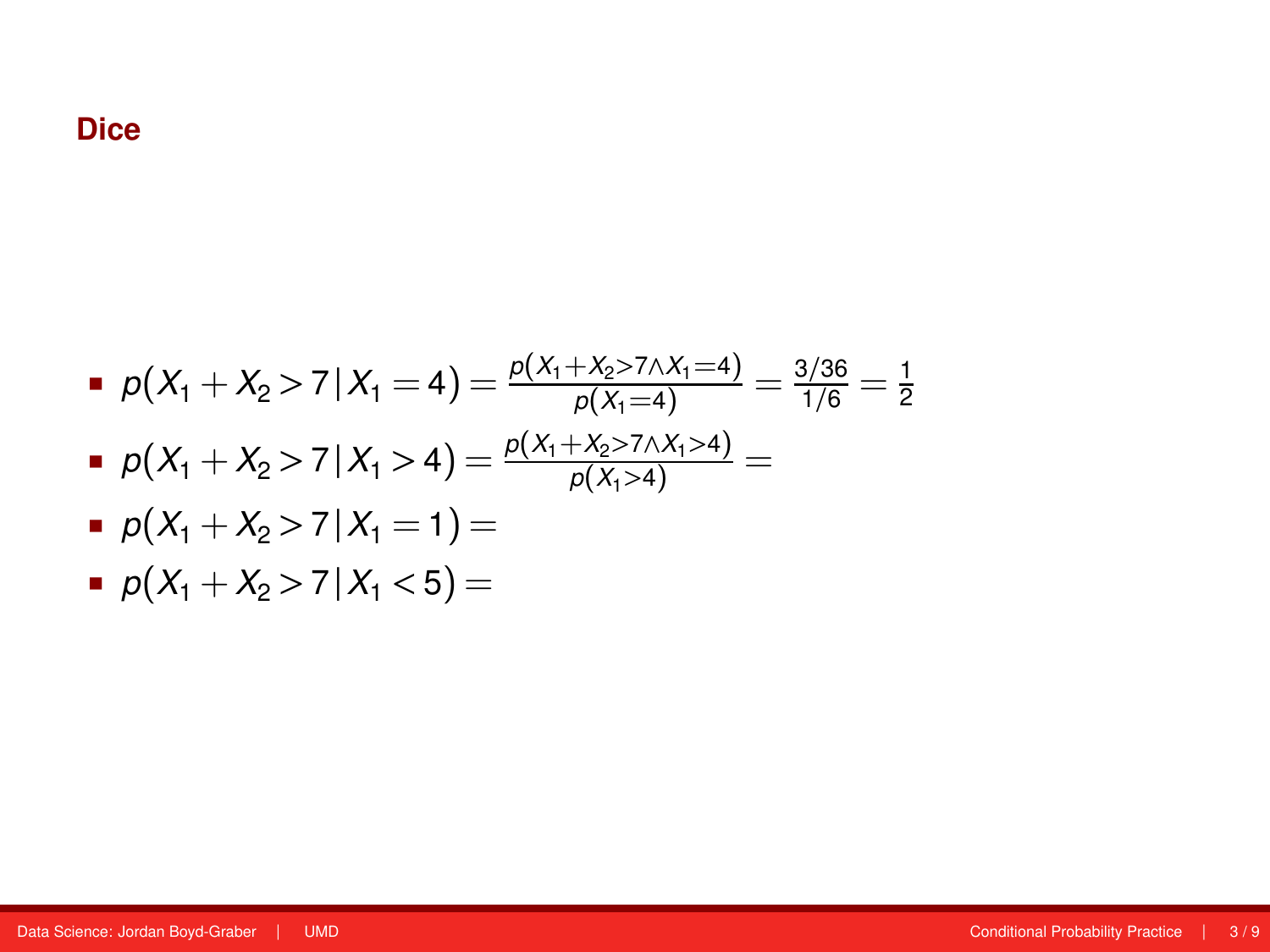## Dice

- $p(X_1 + X_2 > 7 \,|\, X_1 = 4) = \frac{p(X_1 + X_2 > 7 \wedge X_1 = 4)}{p(X_1 = 4)} = \frac{3/36}{1/6} = \frac{1}{2}$
- $p(X_1 + X_2 > 7 \,|\, X_1 > 4) = \frac{p(X_1 + X_2 > 7 \wedge X_1 > 4)}{p(X_1 > 4)} =$
- $p(X_1 + X_2 > 7 \,|\, X_1 = 1) =$
- $p(X_1 + X_2 > 7 \,|\, X_1 < 5) =$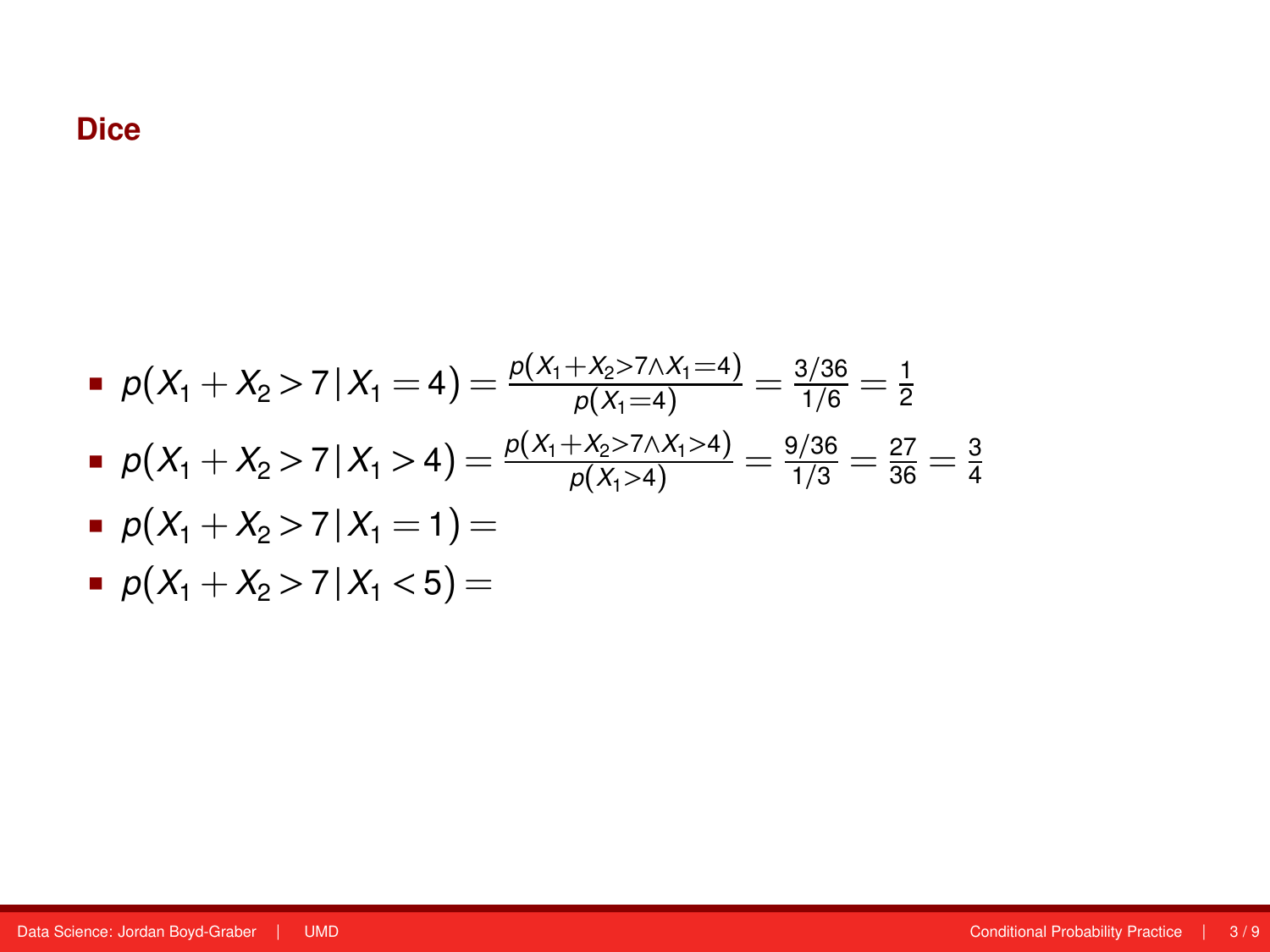## Dice

- $p(X_1 + X_2 > 7 | X_1 = 4) = \frac{p(X_1 + X_2 > 7 \wedge X_1 = 4)}{p(X_1 = 4)} = \frac{3/36}{1/6} = \frac{1}{2}$
- $p(X_1 + X_2 > 7 | X_1 > 4) = \frac{p(X_1 + X_2 > 7 \wedge X_1 > 4)}{p(X_1 > 4)} = \frac{9/36}{1/3} = \frac{27}{36} = \frac{3}{4}$
- $p(X_1 + X_2 > 7 | X_1 = 1) =$
- $p(X_1 + X_2 > 7 | X_1 < 5) =$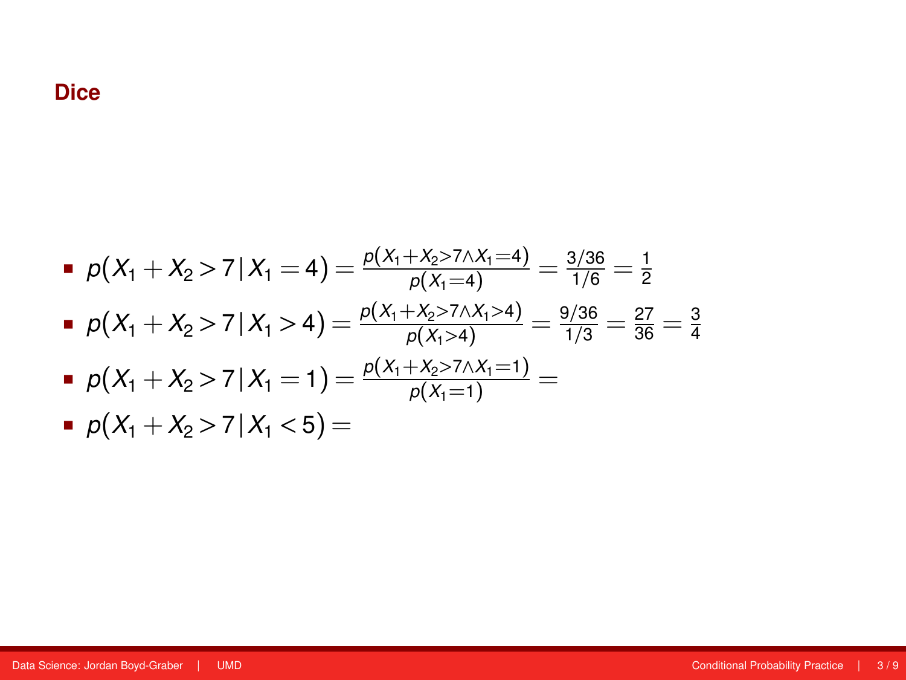## Dice

- $p(X_1 + X_2 > 7 | X_1 = 4) = \frac{p(X_1 + X_2 > 7 \wedge X_1 = 4)}{p(X_1 = 4)} = \frac{3/36}{1/6} = \frac{1}{2}$
- $p(X_1 + X_2 > 7 | X_1 > 4) = \frac{p(X_1 + X_2 > 7 \wedge X_1 > 4)}{p(X_1 > 4)} = \frac{9/36}{1/3} = \frac{27}{36} = \frac{3}{4}$
- $p(X_1 + X_2 > 7 | X_1 = 1) = \frac{p(X_1 + X_2 > 7 \wedge X_1 = 1)}{p(X_1 = 1)} =$
- $p(X_1 + X_2 > 7 | X_1 < 5) =$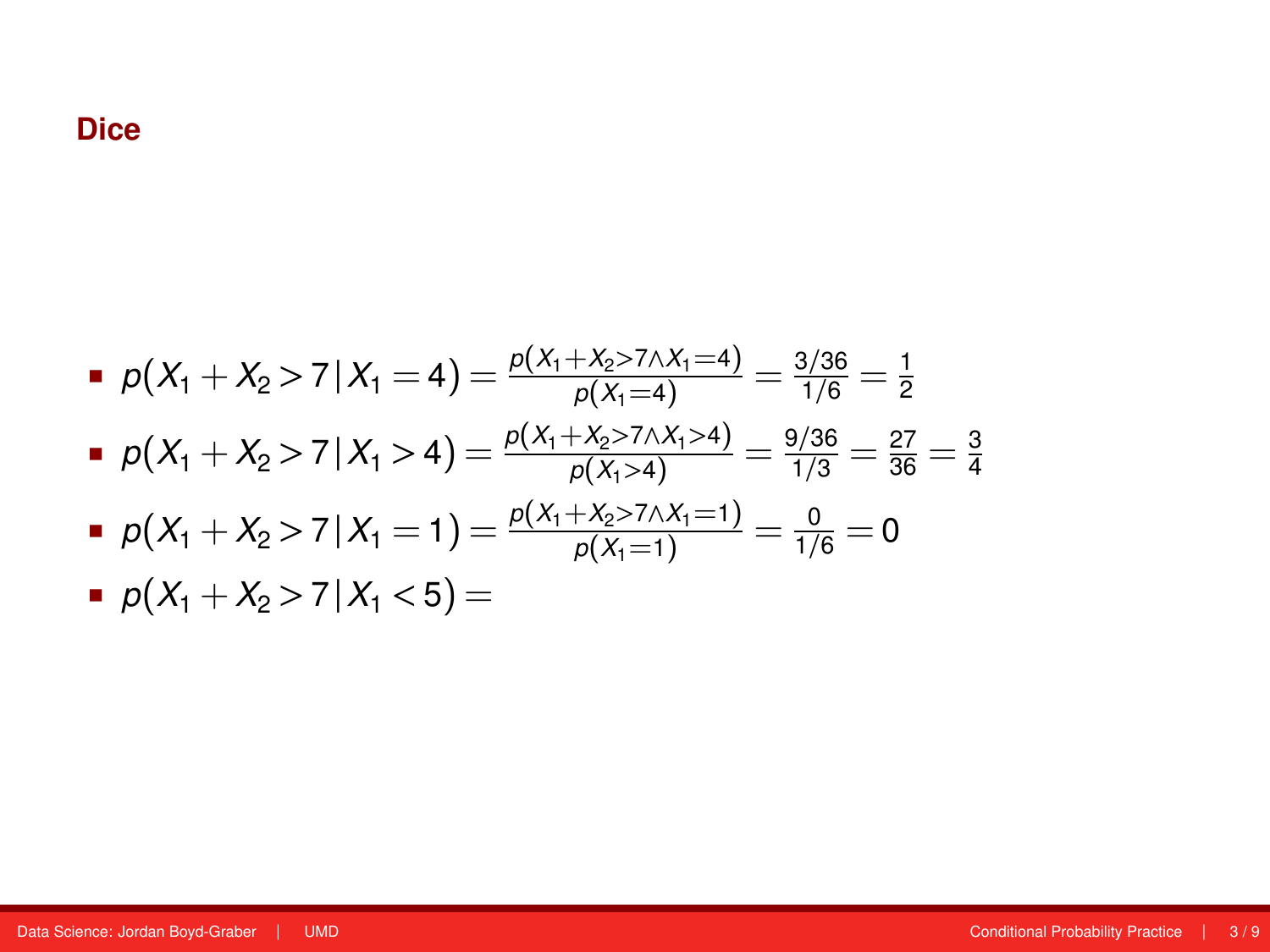## Dice

- $p(X_1 + X_2 > 7 | X_1 = 4) = \frac{p(X_1 + X_2 > 7 \wedge X_1 = 4)}{p(X_1 = 4)} = \frac{3/36}{1/6} = \frac{1}{2}$
- $p(X_1 + X_2 > 7 | X_1 > 4) = \frac{p(X_1 + X_2 > 7 \wedge X_1 > 4)}{p(X_1 > 4)} = \frac{9/36}{1/3} = \frac{27}{36} = \frac{3}{4}$
- $p(X_1 + X_2 > 7 | X_1 = 1) = \frac{p(X_1 + X_2 > 7 \wedge X_1 = 1)}{p(X_1 = 1)} = \frac{0}{1/6} = 0$
- $p(X_1 + X_2 > 7 | X_1 < 5) =$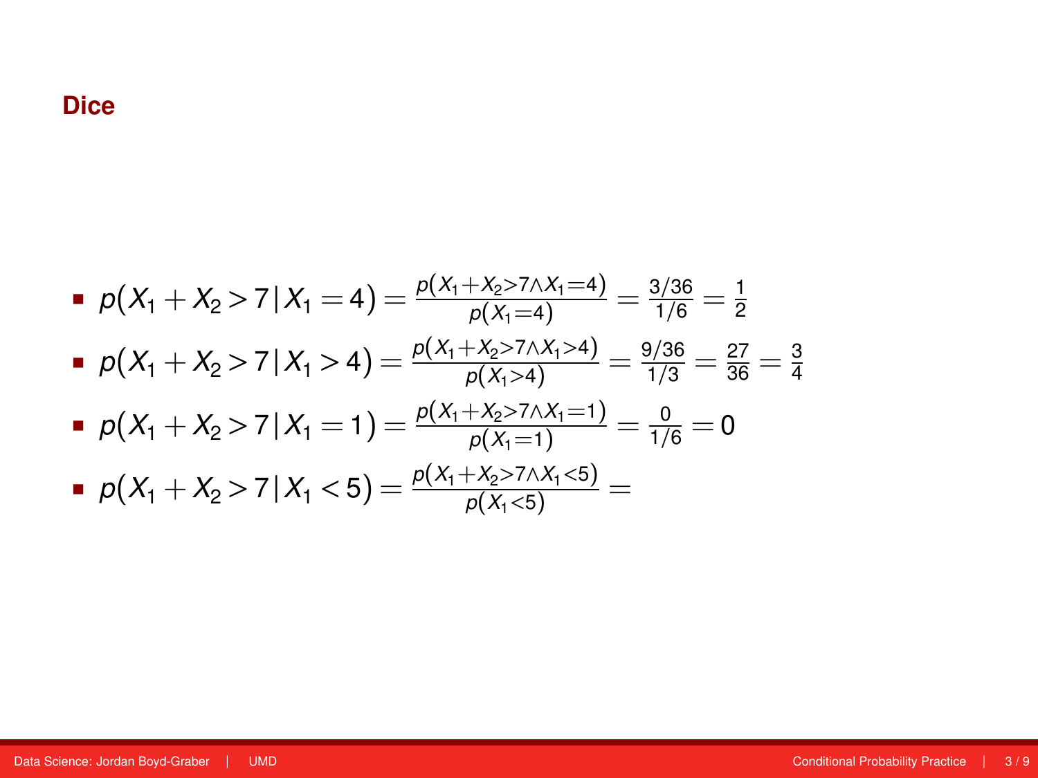## Dice

- $p(X_1 + X_2 > 7 | X_1 = 4) = \frac{p(X_1 + X_2 > 7 \wedge X_1 = 4)}{p(X_1 = 4)} = \frac{3/36}{1/6} = \frac{1}{2}$
- $p(X_1 + X_2 > 7 | X_1 > 4) = \frac{p(X_1 + X_2 > 7 \wedge X_1 > 4)}{p(X_1 > 4)} = \frac{9/36}{1/3} = \frac{27}{36} = \frac{3}{4}$
- $p(X_1 + X_2 > 7 | X_1 = 1) = \frac{p(X_1 + X_2 > 7 \wedge X_1 = 1)}{p(X_1 = 1)} = \frac{0}{1/6} = 0$
- $p(X_1 + X_2 > 7 | X_1 < 5) = \frac{p(X_1 + X_2 > 7 \wedge X_1 < 5)}{p(X_1 < 5)} =$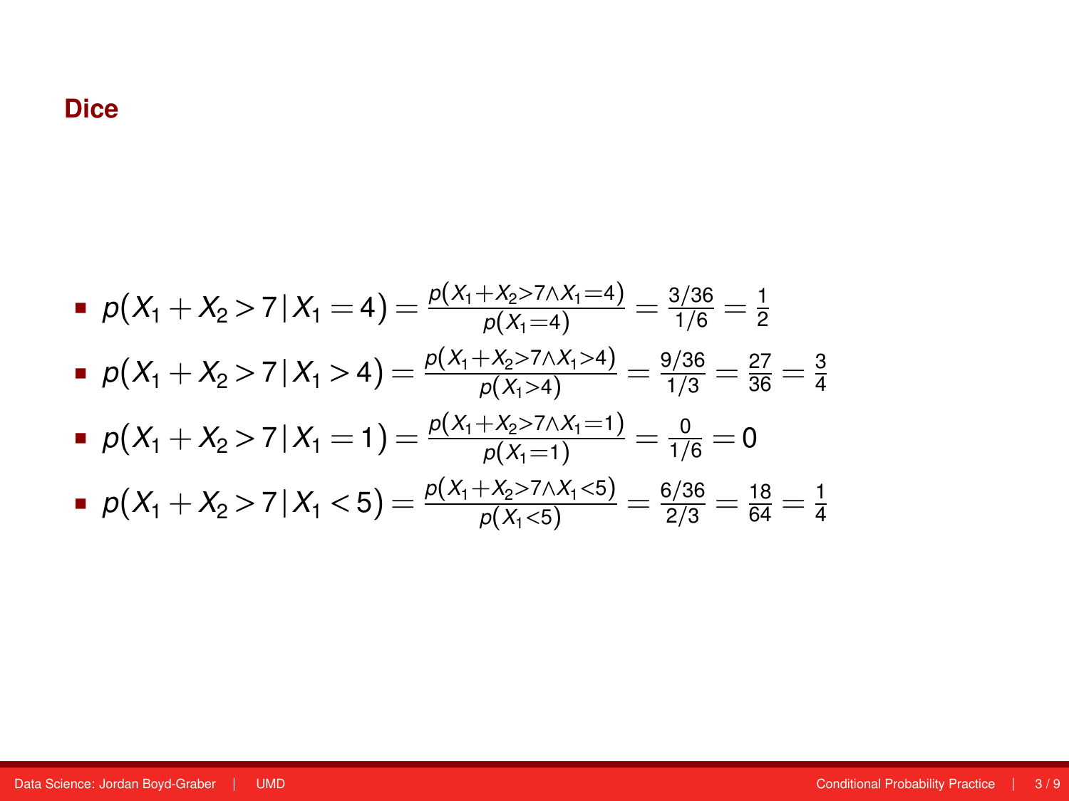## Dice

- $p(X_1 + X_2 > 7 | X_1 = 4) = \frac{p(X_1 + X_2 > 7 \wedge X_1 = 4)}{p(X_1 = 4)} = \frac{3/36}{1/6} = \frac{1}{2}$
- $p(X_1 + X_2 > 7 | X_1 > 4) = \frac{p(X_1 + X_2 > 7 \wedge X_1 > 4)}{p(X_1 > 4)} = \frac{9/36}{1/3} = \frac{27}{36} = \frac{3}{4}$
- $p(X_1 + X_2 > 7 | X_1 = 1) = \frac{p(X_1 + X_2 > 7 \wedge X_1 = 1)}{p(X_1 = 1)} = \frac{0}{1/6} = 0$
- $p(X_1 + X_2 > 7 | X_1 < 5) = \frac{p(X_1 + X_2 > 7 \wedge X_1 < 5)}{p(X_1 < 5)} = \frac{6/36}{2/3} = \frac{18}{64} = \frac{1}{4}$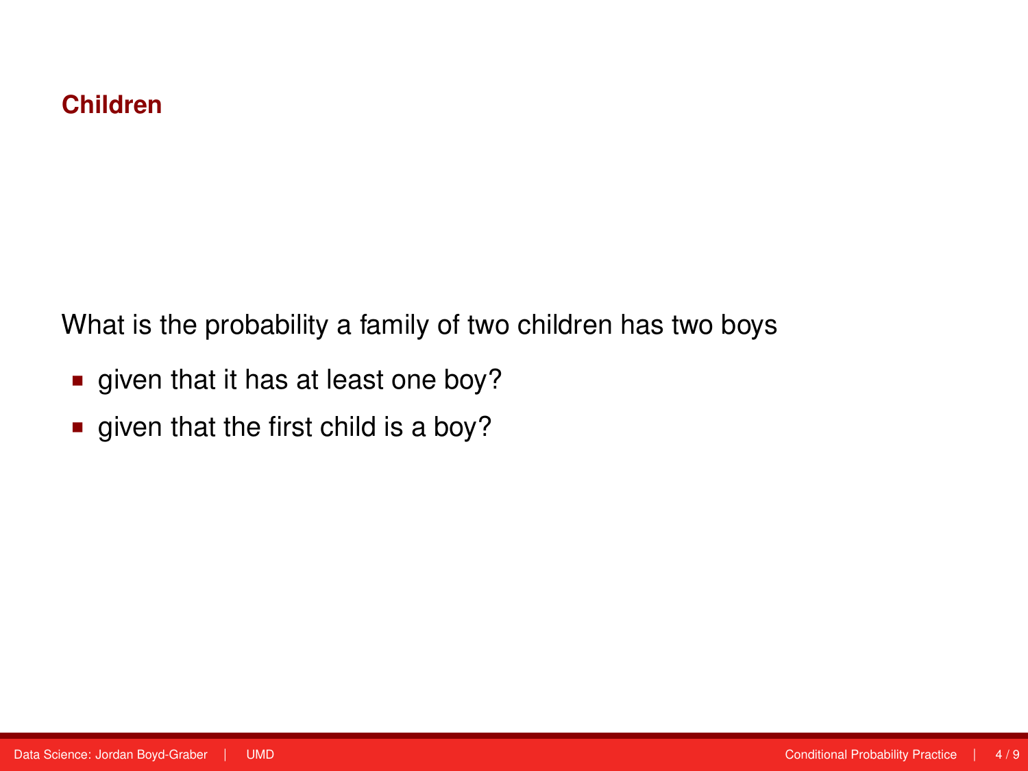## Children

What is the probability a family of two children has two boys

- given that it has at least one boy?
- given that the first child is a boy?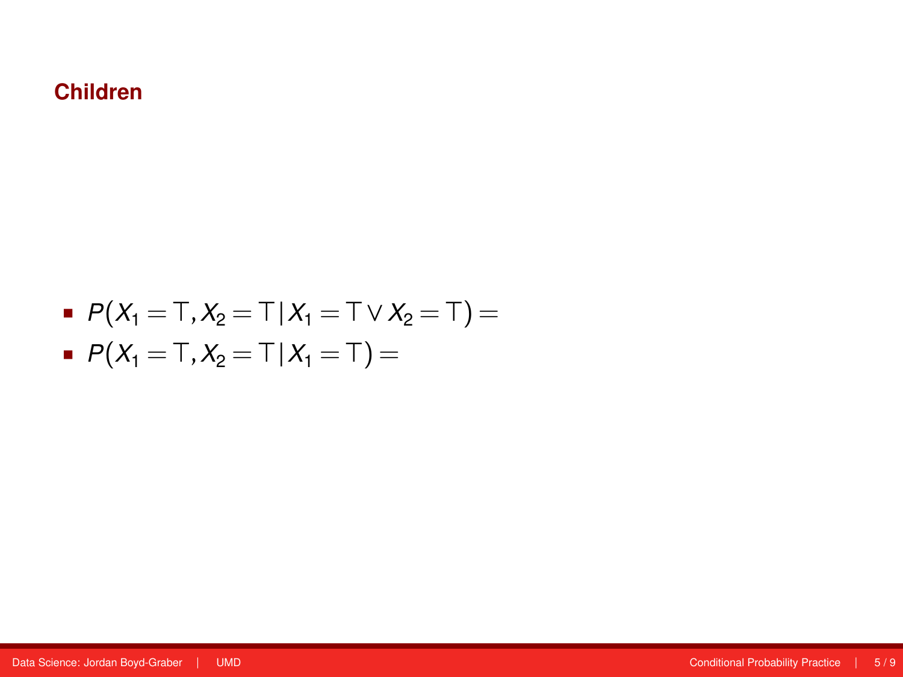## Children

- $P(X_1 = \top, X_2 = \top \,|\, X_1 = \top \vee X_2 = \top) =$
- $P(X_1 = \top, X_2 = \top \,|\, X_1 = \top) =$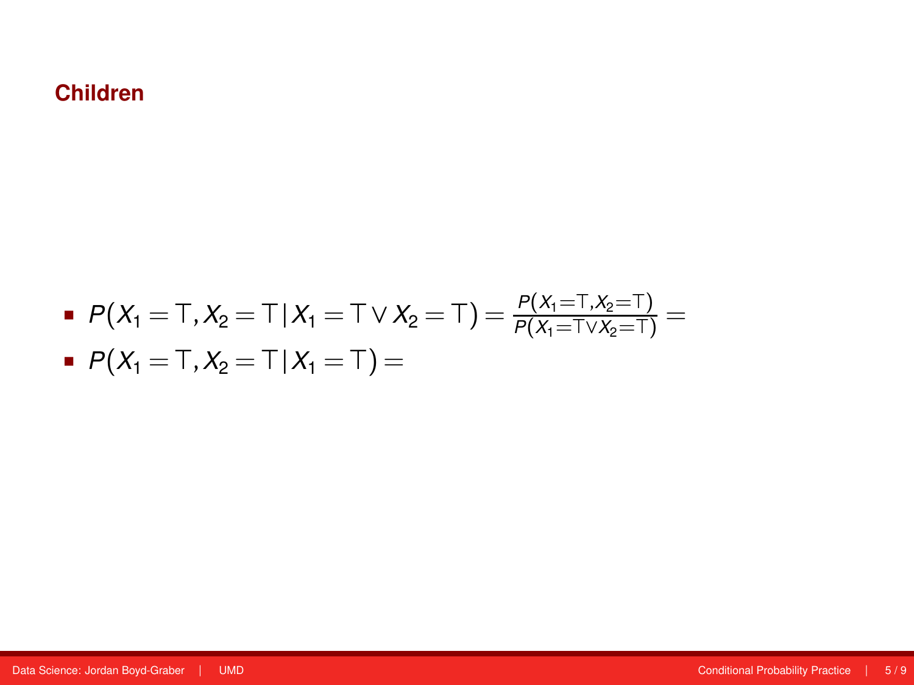## Children

- $P(X_1 = \top, X_2 = \top \,|\, X_1 = \top \vee X_2 = \top) = \frac{P(X_1 = \top, X_2 = \top)}{P(X_1 = \top \vee X_2 = \top)} =$
- $P(X_1 = \top, X_2 = \top \,|\, X_1 = \top) =$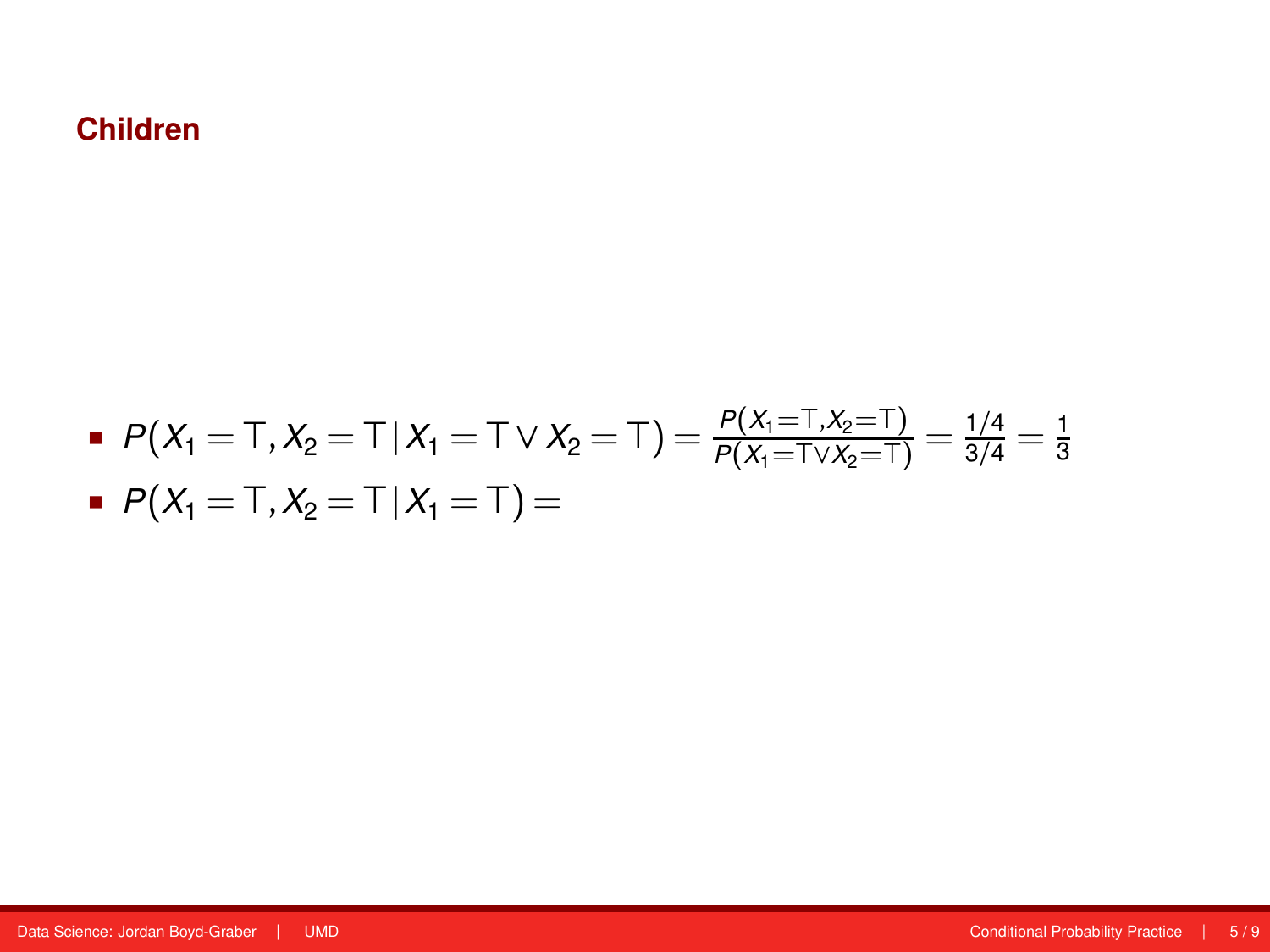## Children

- $P(X_1 = \top, X_2 = \top \,|\, X_1 = \top \vee X_2 = \top) = \frac{P(X_1 = \top, X_2 = \top)}{P(X_1 = \top \vee X_2 = \top)} = \frac{1/4}{3/4} = \frac{1}{3}$
- $P(X_1 = \top, X_2 = \top \,|\, X_1 = \top) =$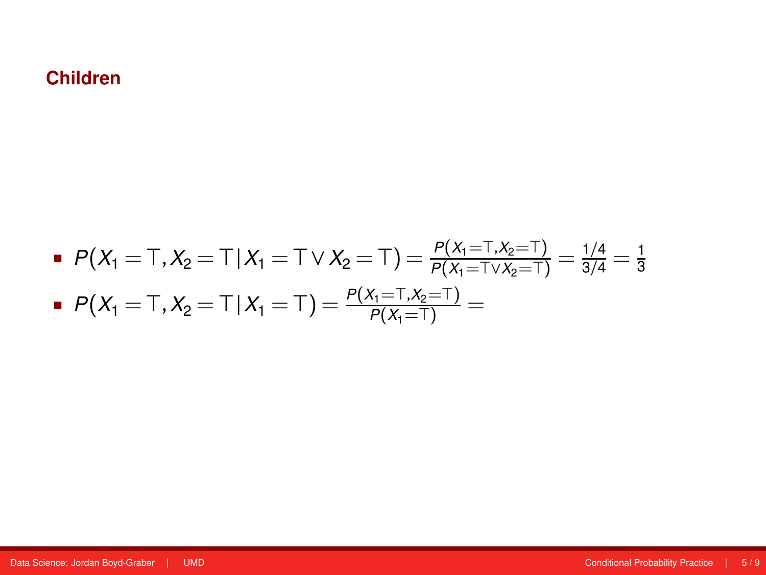## Children

- $P(X_1 = \top, X_2 = \top \,|\, X_1 = \top \vee X_2 = \top) = \frac{P(X_1 = \top, X_2 = \top)}{P(X_1 = \top \vee X_2 = \top)} = \frac{1/4}{3/4} = \frac{1}{3}$
- $P(X_1 = \top, X_2 = \top \,|\, X_1 = \top) = \frac{P(X_1 = \top, X_2 = \top)}{P(X_1 = \top)} =$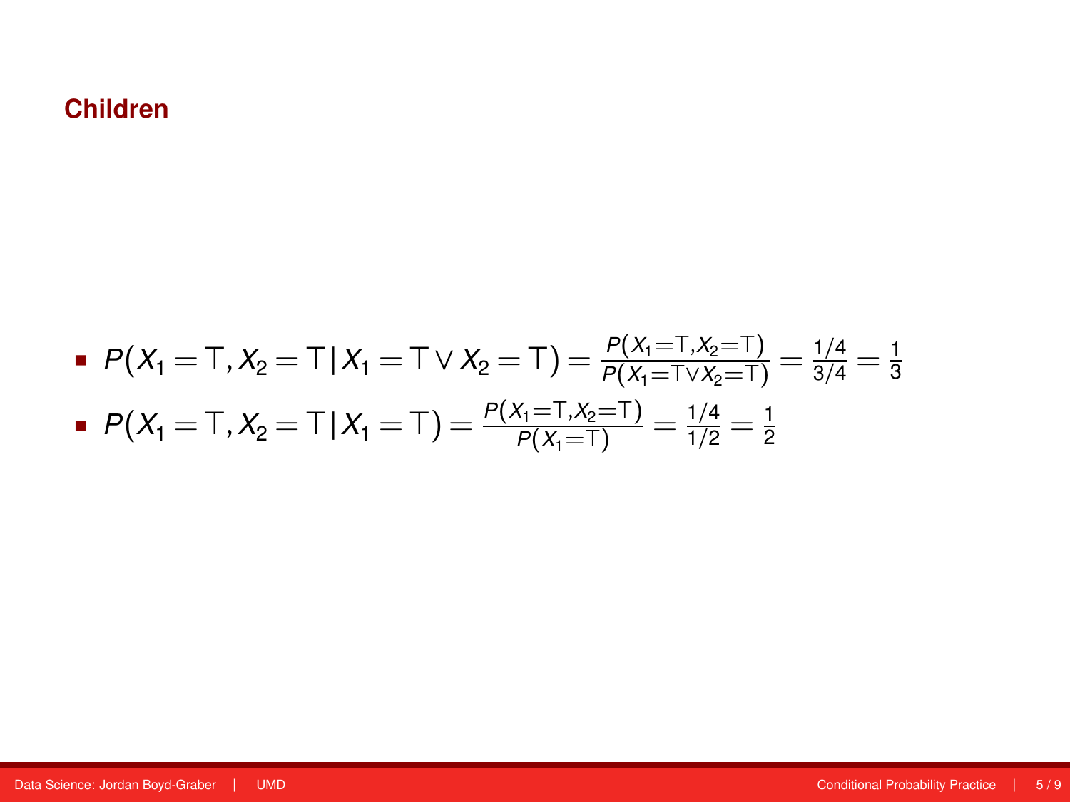## Children

- $P(X_1 = \top, X_2 = \top \,|\, X_1 = \top \vee X_2 = \top) = \frac{P(X_1 = \top, X_2 = \top)}{P(X_1 = \top \vee X_2 = \top)} = \frac{1/4}{3/4} = \frac{1}{3}$
- $P(X_1 = \top, X_2 = \top \,|\, X_1 = \top) = \frac{P(X_1 = \top, X_2 = \top)}{P(X_1 = \top)} = \frac{1/4}{1/2} = \frac{1}{2}$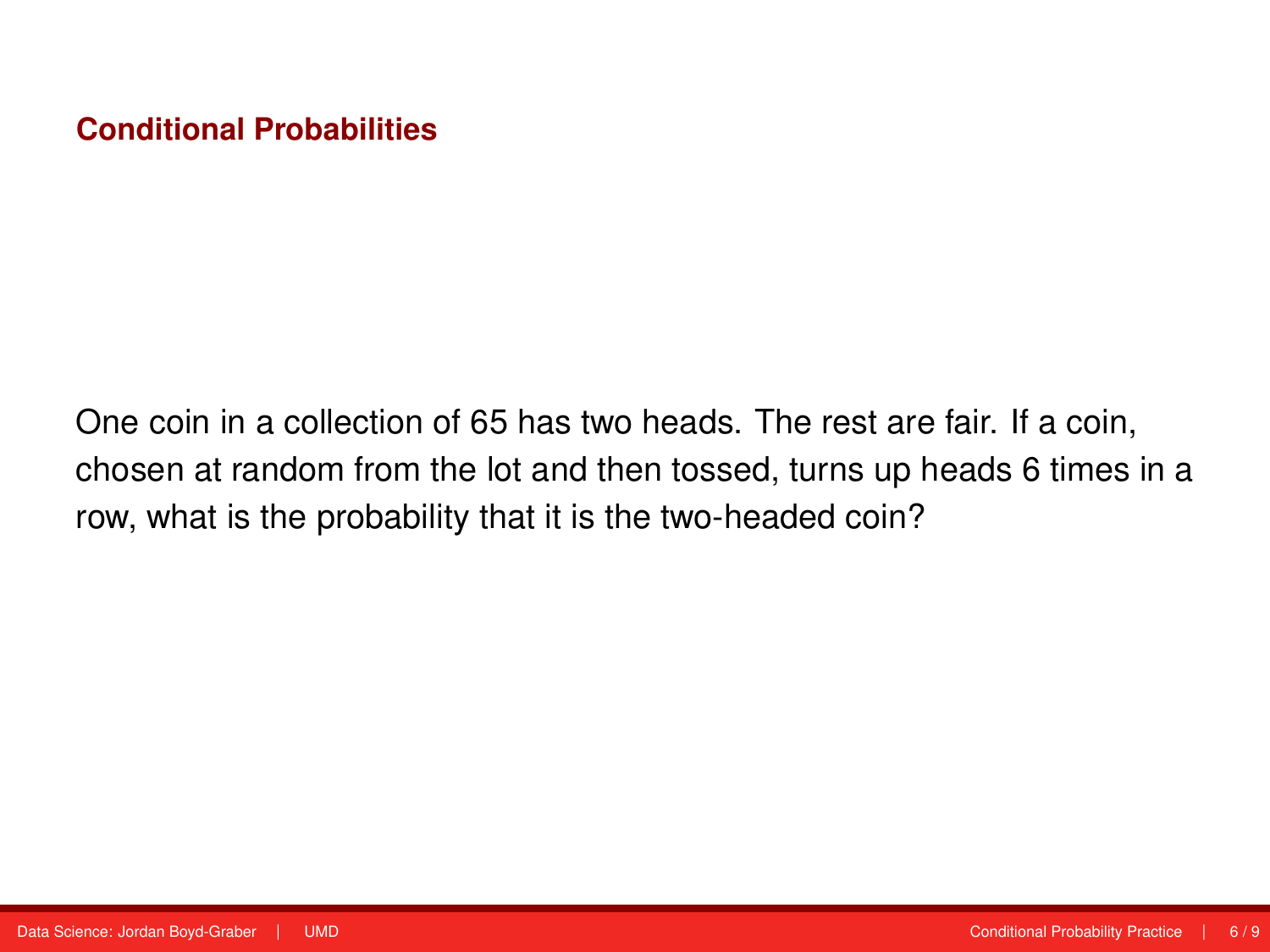## Conditional Probabilities

One coin in a collection of 65 has two heads. The rest are fair. If a coin, chosen at random from the lot and then tossed, turns up heads 6 times in a row, what is the probability that it is the two-headed coin?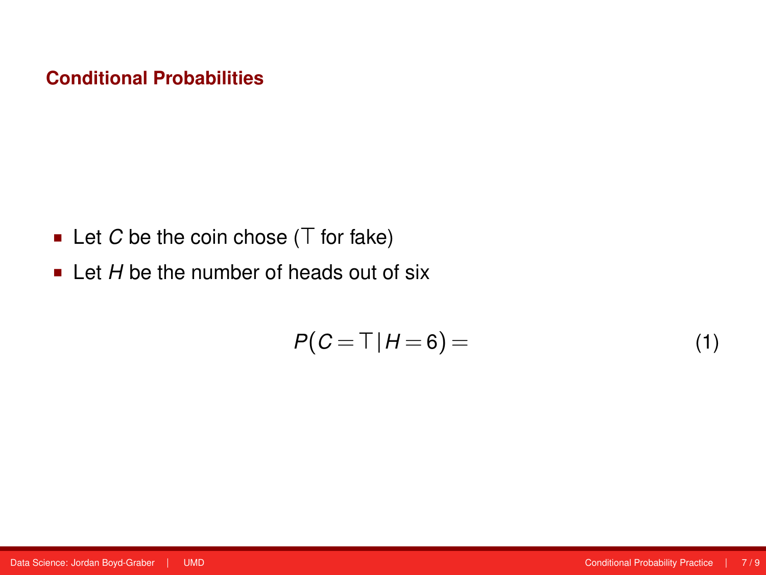## Conditional Probabilities

- Let $C$ be the coin chose ($\top$ for fake)
- Let $H$ be the number of heads out of six

$$P(C = \top \,|\, H = 6) = \tag{1}$$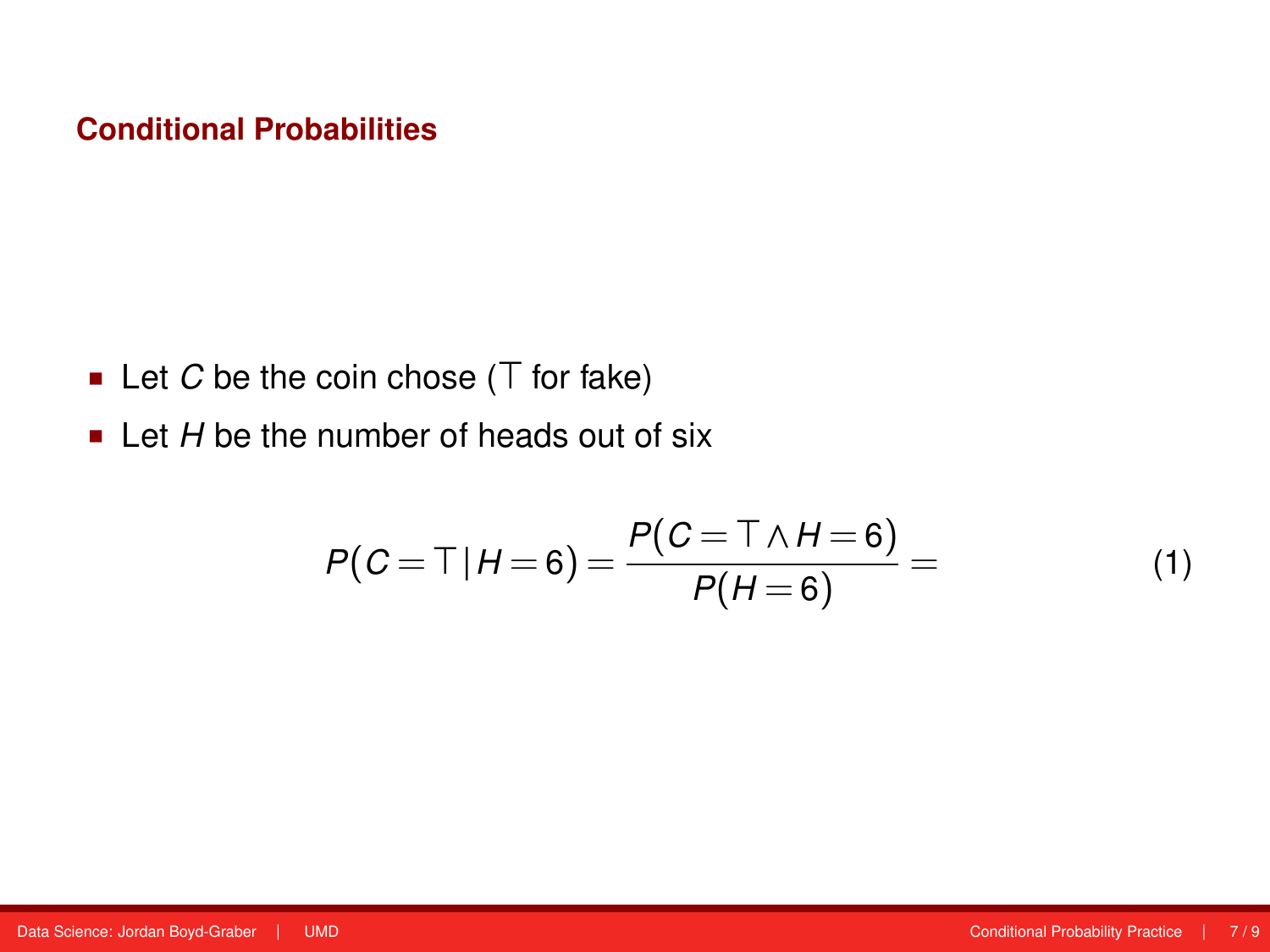## Conditional Probabilities

- Let $C$ be the coin chose ($\top$ for fake)
- Let $H$ be the number of heads out of six

$$P(C = \top \mid H = 6) = \frac{P(C = \top \wedge H = 6)}{P(H = 6)} = \tag{1}$$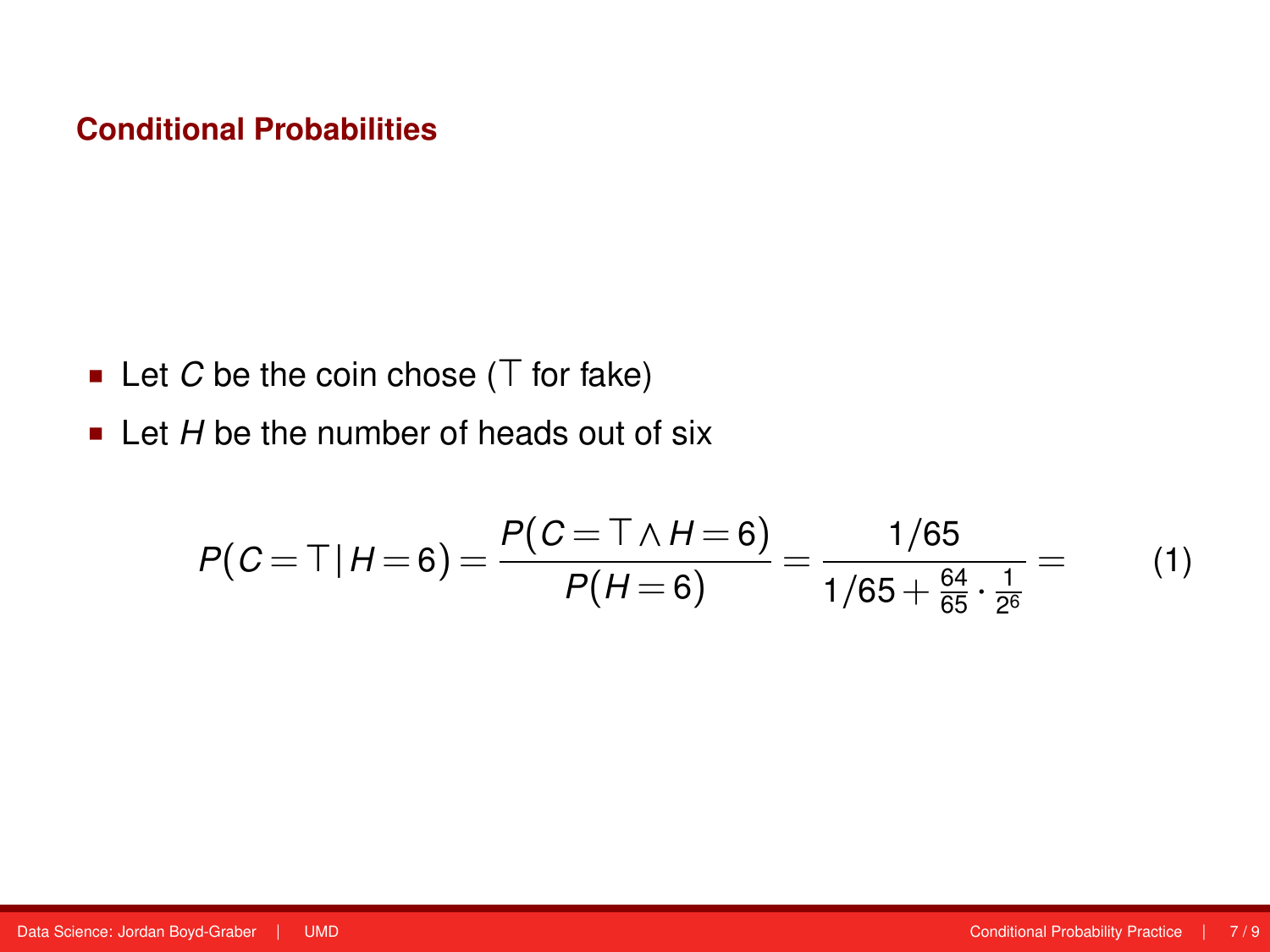# Conditional Probabilities

- Let $C$ be the coin chose ($\top$ for fake)
- Let $H$ be the number of heads out of six

$$P(C = \top \,|\, H = 6) = \frac{P(C = \top \wedge H = 6)}{P(H = 6)} = \frac{1/65}{1/65 + \frac{64}{65} \cdot \frac{1}{2^6}} = \tag{1}$$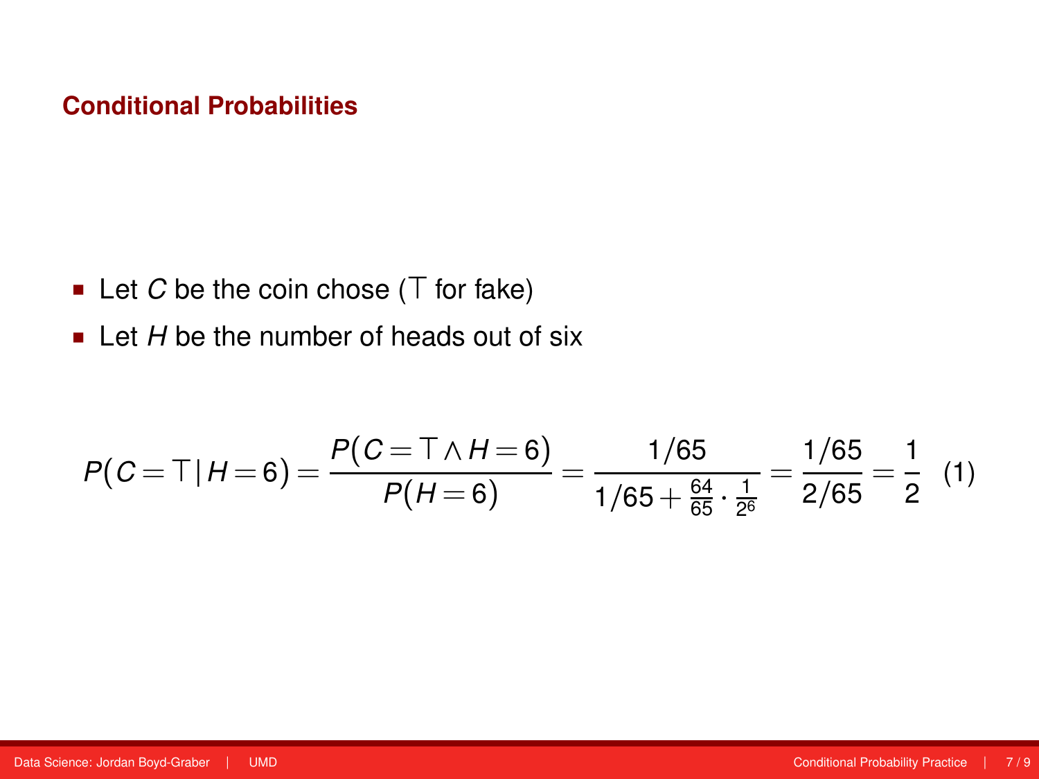## Conditional Probabilities

- Let $C$ be the coin chose ($\top$ for fake)
- Let $H$ be the number of heads out of six

$$P(C=\top \mid H=6) = \frac{P(C=\top \wedge H=6)}{P(H=6)} = \frac{1/65}{1/65 + \frac{64}{65} \cdot \frac{1}{2^6}} = \frac{1/65}{2/65} = \frac{1}{2} \quad (1)$$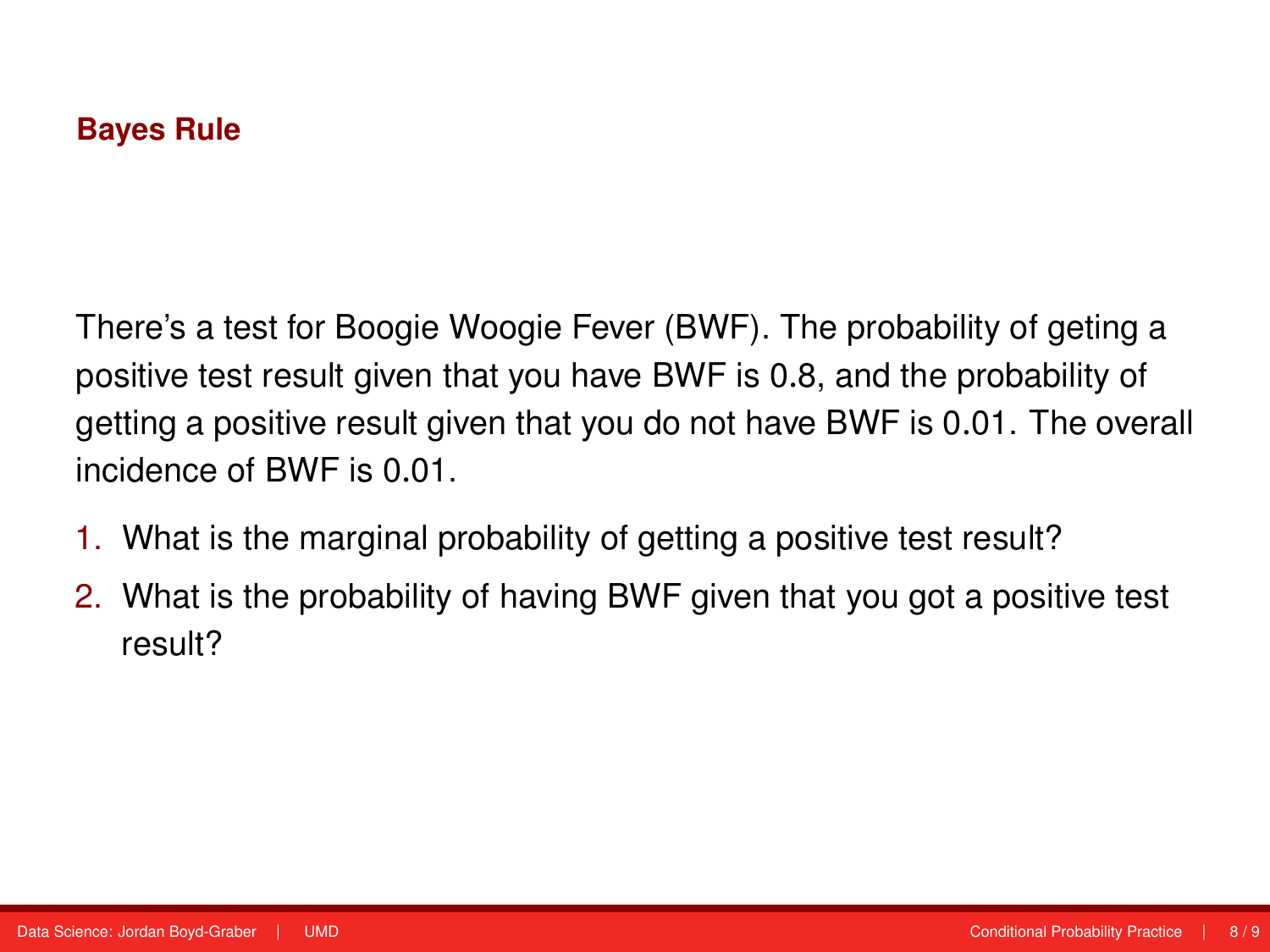## Bayes Rule

There's a test for Boogie Woogie Fever (BWF). The probability of geting a positive test result given that you have BWF is 0.8, and the probability of getting a positive result given that you do not have BWF is 0.01. The overall incidence of BWF is 0.01.

1. What is the marginal probability of getting a positive test result?
2. What is the probability of having BWF given that you got a positive test result?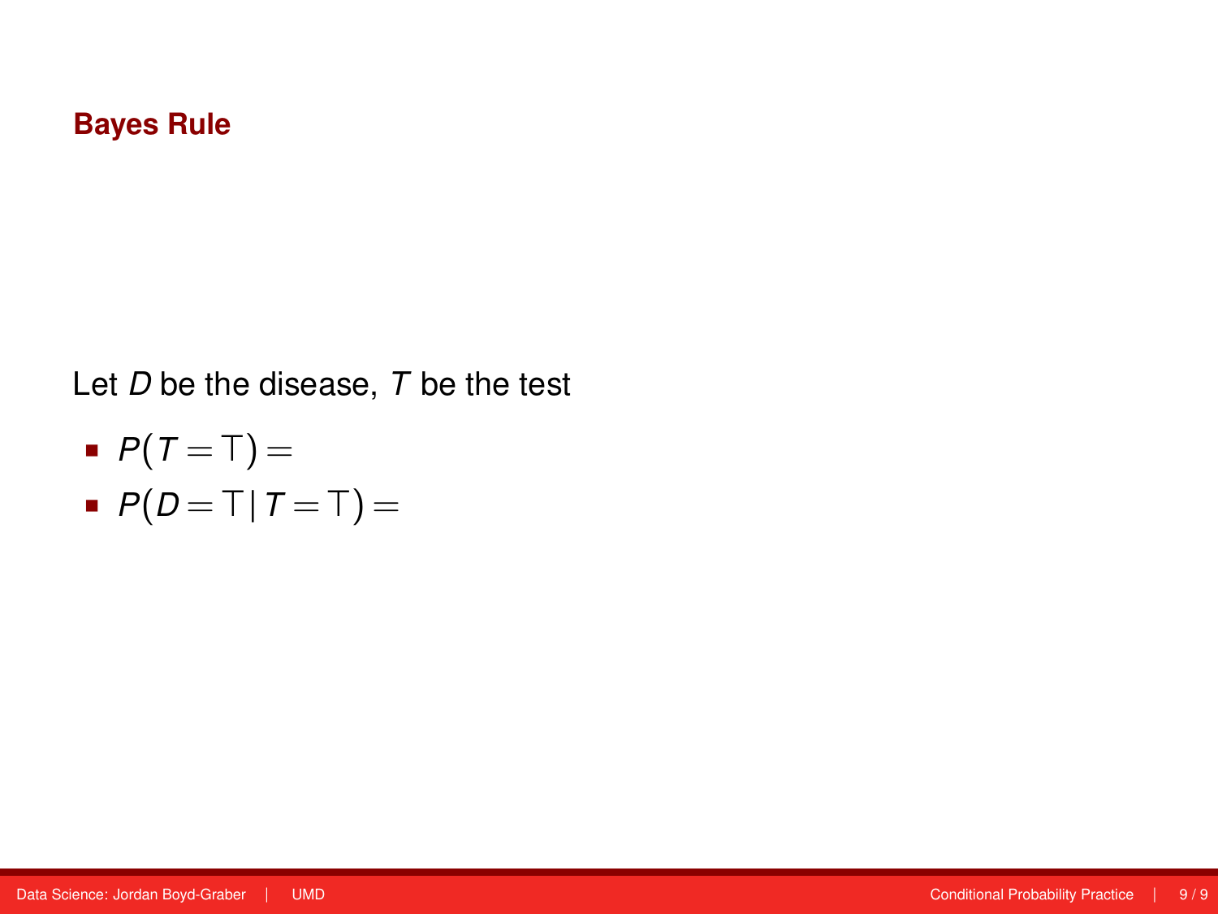## Bayes Rule

Let $D$ be the disease, $T$ be the test

- $P(T = \top) =$
- $P(D = \top \,|\, T = \top) =$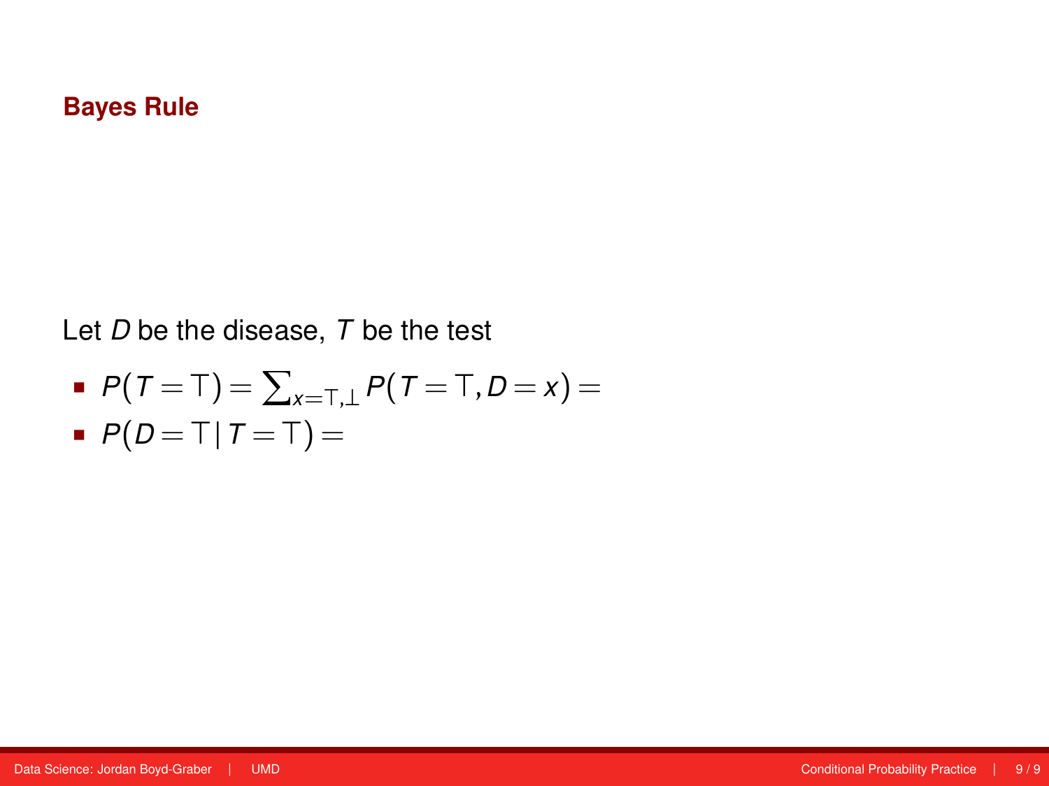## Bayes Rule

Let $D$ be the disease, $T$ be the test

- $P(T = \top) = \sum_{x=\top,\bot} P(T = \top, D = x) =$
- $P(D = \top \,|\, T = \top) =$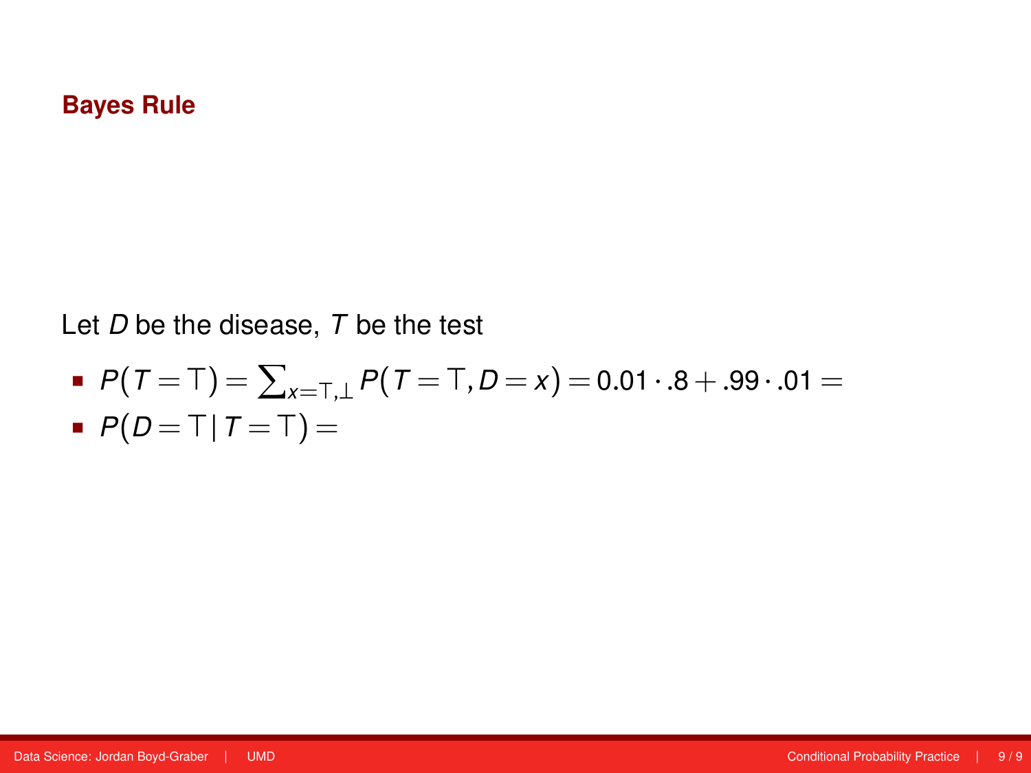## Bayes Rule

Let $D$ be the disease, $T$ be the test

- $P(T = \top) = \sum_{x=\top,\bot} P(T = \top, D = x) = 0.01 \cdot .8 + .99 \cdot .01 =$
- $P(D = \top \,|\, T = \top) =$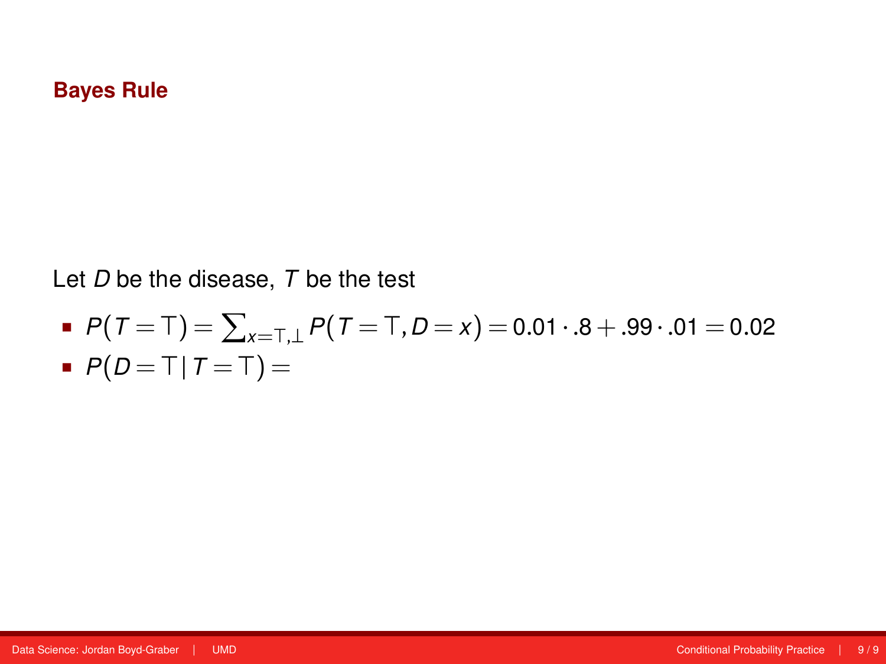# Bayes Rule

Let $D$ be the disease, $T$ be the test

- $P(T = \top) = \sum_{x=\top,\perp} P(T = \top, D = x) = 0.01 \cdot .8 + .99 \cdot .01 = 0.02$
- $P(D = \top \,|\, T = \top) =$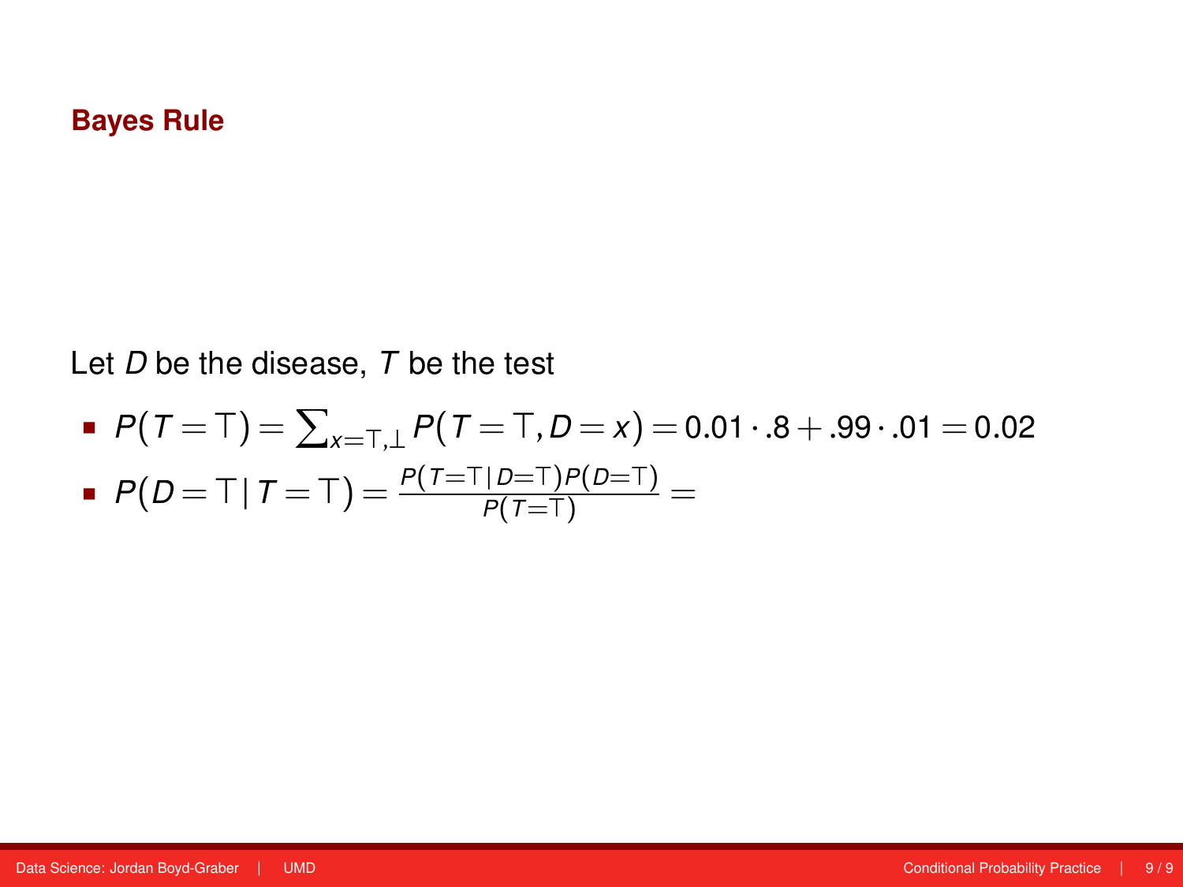# Bayes Rule

Let $D$ be the disease, $T$ be the test

- $P(T = \top) = \sum_{x=\top,\bot} P(T = \top, D = x) = 0.01 \cdot .8 + .99 \cdot .01 = 0.02$
- $P(D = \top \,|\, T = \top) = \frac{P(T=\top \,|\, D=\top) P(D=\top)}{P(T=\top)} =$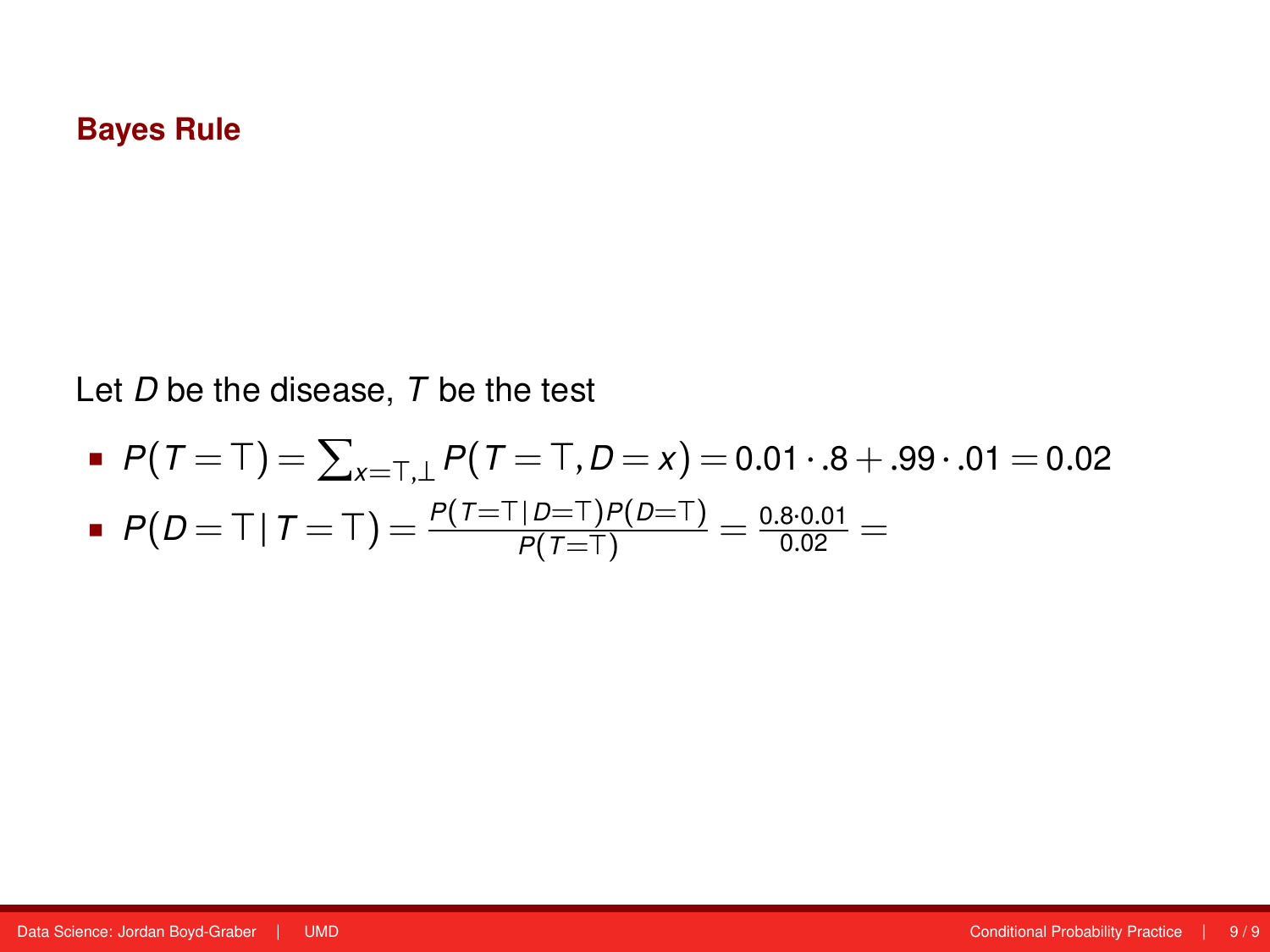## Bayes Rule

Let $D$ be the disease, $T$ be the test

- $P(T = \top) = \sum_{x=\top,\bot} P(T = \top, D = x) = 0.01 \cdot .8 + .99 \cdot .01 = 0.02$
- $P(D = \top \,|\, T = \top) = \frac{P(T=\top \,|\, D=\top) P(D=\top)}{P(T=\top)} = \frac{0.8 \cdot 0.01}{0.02} =$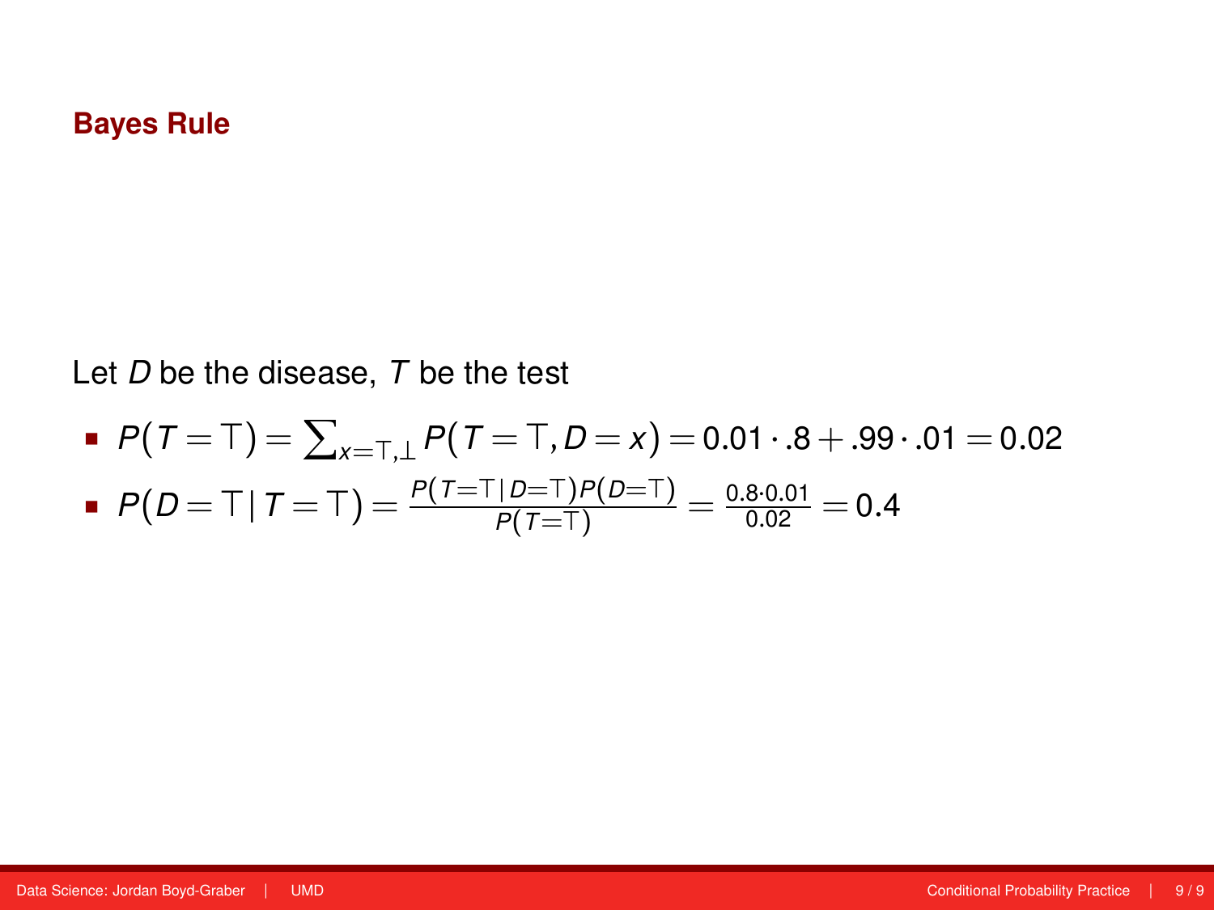## Bayes Rule

Let $D$ be the disease, $T$ be the test

- $P(T = \top) = \sum_{x=\top,\bot} P(T = \top, D = x) = 0.01 \cdot .8 + .99 \cdot .01 = 0.02$
- $P(D = \top \,|\, T = \top) = \frac{P(T=\top \,|\, D=\top)P(D=\top)}{P(T=\top)} = \frac{0.8 \cdot 0.01}{0.02} = 0.4$